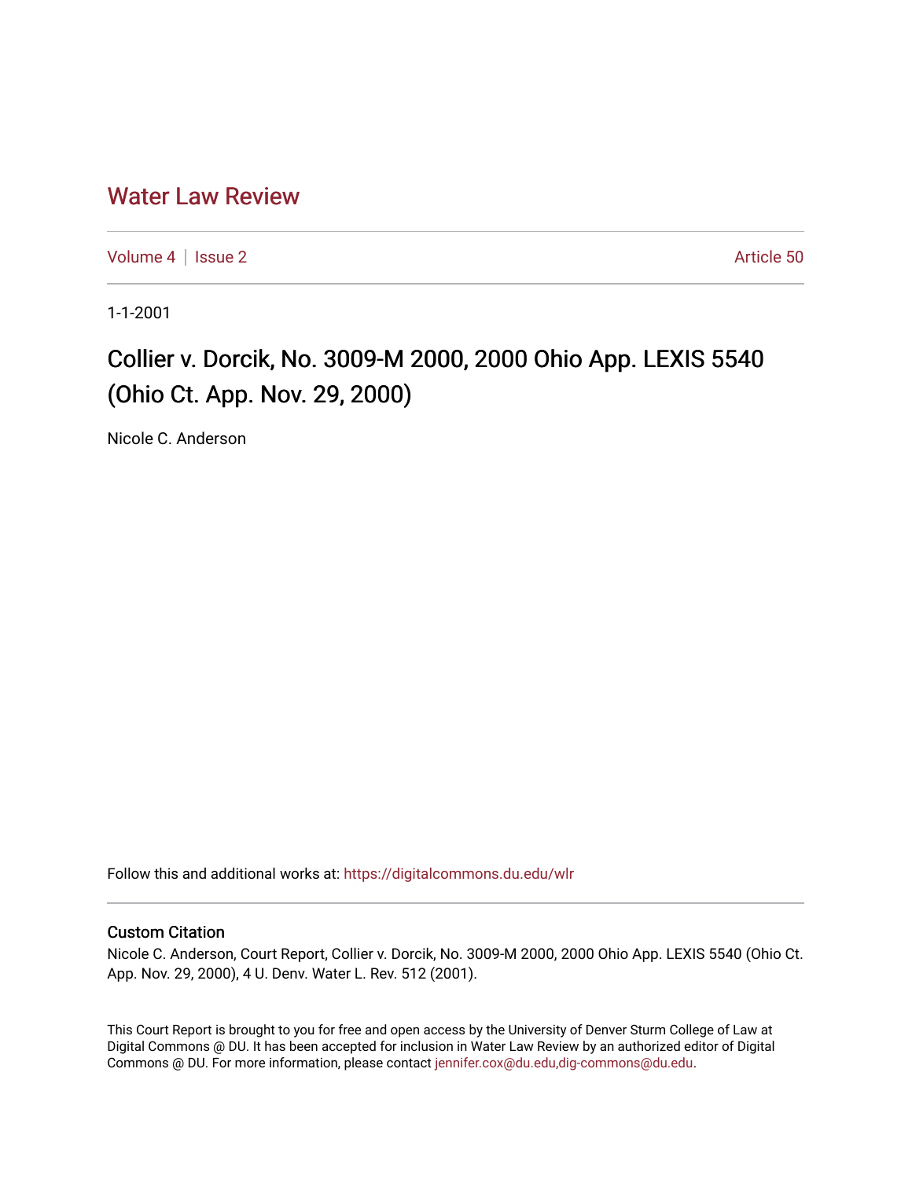# Water Law Review

Volume 4 | Issue 2 Article 50

1-1-2001

## Collier v. Dorcik, No. 3009-M 2000, 2000 Ohio App. LEXIS 5540 (Ohio Ct. App. Nov. 29, 2000)

Nicole C. Anderson

Follow this and additional works at: https://digitalcommons.du.edu/wlr

### Custom Citation

Nicole C. Anderson, Court Report, Collier v. Dorcik, No. 3009-M 2000, 2000 Ohio App. LEXIS 5540 (Ohio Ct. App. Nov. 29, 2000), 4 U. Denv. Water L. Rev. 512 (2001).

This Court Report is brought to you for free and open access by the University of Denver Sturm College of Law at Digital Commons @ DU. It has been accepted for inclusion in Water Law Review by an authorized editor of Digital Commons @ DU. For more information, please contact jennifer.cox@du.edu,dig-commons@du.edu.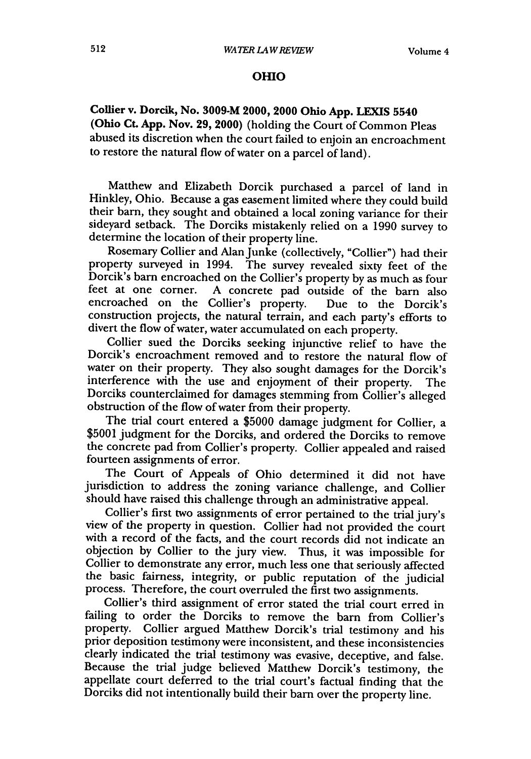## OHIO

**Collier v. Dorcik, No. 3009-M 2000, 2000 Ohio App. LEXIS 5540 (Ohio Ct. App. Nov. 29, 2000)** (holding the Court of Common Pleas abused its discretion when the court failed to enjoin an encroachment to restore the natural flow of water on a parcel of land).

Matthew and Elizabeth Dorcik purchased a parcel of land in Hinkley, Ohio. Because a gas easement limited where they could build their barn, they sought and obtained a local zoning variance for their sideyard setback. The Dorciks mistakenly relied on a 1990 survey to determine the location of their property line.

Rosemary Collier and Alan Junke (collectively, "Collier") had their property surveyed in 1994. The survey revealed sixty feet of the Dorcik's barn encroached on the Collier's property by as much as four feet at one corner. A concrete pad outside of the barn also encroached on the Collier's property. Due to the Dorcik's construction projects, the natural terrain, and each party's efforts to divert the flow of water, water accumulated on each property.

Collier sued the Dorciks seeking injunctive relief to have the Dorcik's encroachment removed and to restore the natural flow of water on their property. They also sought damages for the Dorcik's interference with the use and enjoyment of their property. The Dorciks counterclaimed for damages stemming from Collier's alleged obstruction of the flow of water from their property.

The trial court entered a $5000 damage judgment for Collier, a $5001 judgment for the Dorciks, and ordered the Dorciks to remove the concrete pad from Collier's property. Collier appealed and raised fourteen assignments of error.

The Court of Appeals of Ohio determined it did not have jurisdiction to address the zoning variance challenge, and Collier should have raised this challenge through an administrative appeal.

Collier's first two assignments of error pertained to the trial jury's view of the property in question. Collier had not provided the court with a record of the facts, and the court records did not indicate an objection by Collier to the jury view. Thus, it was impossible for Collier to demonstrate any error, much less one that seriously affected the basic fairness, integrity, or public reputation of the judicial process. Therefore, the court overruled the first two assignments.

Collier's third assignment of error stated the trial court erred in failing to order the Dorciks to remove the barn from Collier's property. Collier argued Matthew Dorcik's trial testimony and his prior deposition testimony were inconsistent, and these inconsistencies clearly indicated the trial testimony was evasive, deceptive, and false. Because the trial judge believed Matthew Dorcik's testimony, the appellate court deferred to the trial court's factual finding that the Dorciks did not intentionally build their barn over the property line.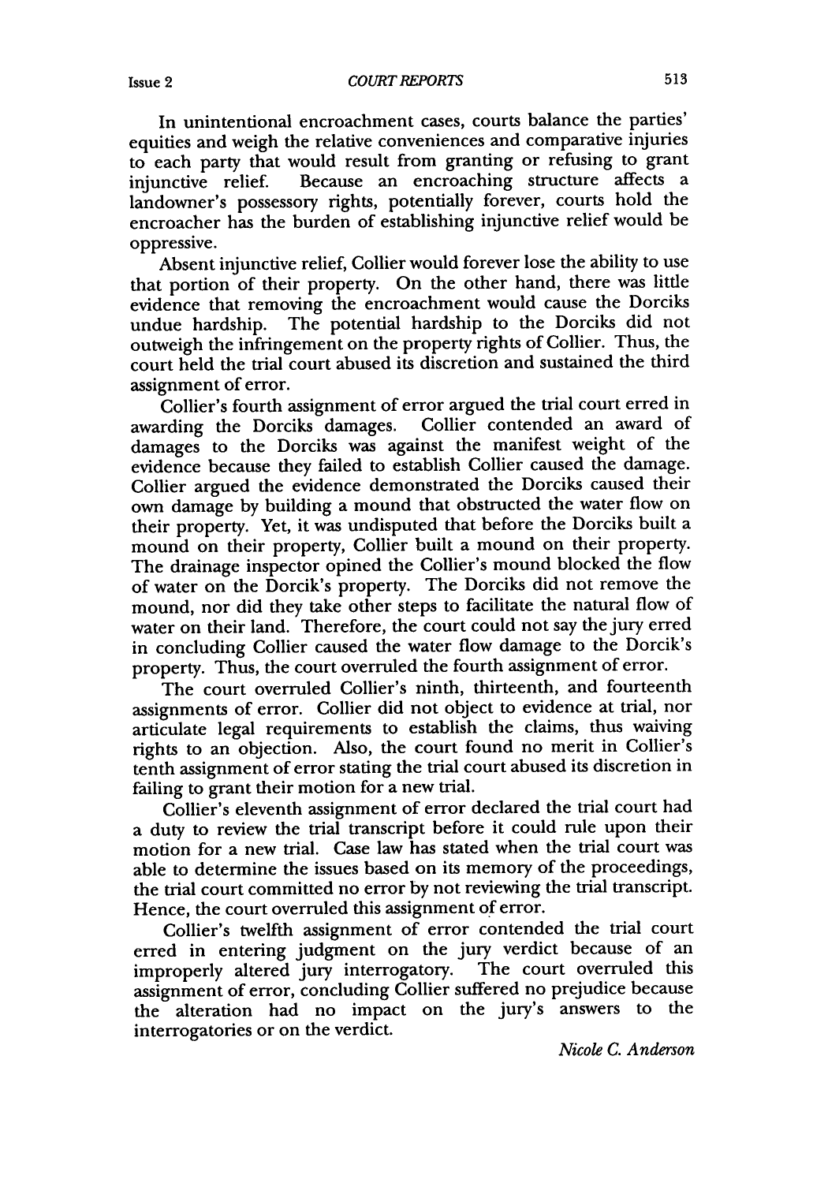In unintentional encroachment cases, courts balance the parties' equities and weigh the relative conveniences and comparative injuries to each party that would result from granting or refusing to grant injunctive relief. Because an encroaching structure affects a landowner's possessory rights, potentially forever, courts hold the encroacher has the burden of establishing injunctive relief would be oppressive.

Absent injunctive relief, Collier would forever lose the ability to use that portion of their property. On the other hand, there was little evidence that removing the encroachment would cause the Dorciks undue hardship. The potential hardship to the Dorciks did not outweigh the infringement on the property rights of Collier. Thus, the court held the trial court abused its discretion and sustained the third assignment of error.

Collier's fourth assignment of error argued the trial court erred in awarding the Dorciks damages. Collier contended an award of damages to the Dorciks was against the manifest weight of the evidence because they failed to establish Collier caused the damage. Collier argued the evidence demonstrated the Dorciks caused their own damage by building a mound that obstructed the water flow on their property. Yet, it was undisputed that before the Dorciks built a mound on their property, Collier built a mound on their property. The drainage inspector opined the Collier's mound blocked the flow of water on the Dorcik's property. The Dorciks did not remove the mound, nor did they take other steps to facilitate the natural flow of water on their land. Therefore, the court could not say the jury erred in concluding Collier caused the water flow damage to the Dorcik's property. Thus, the court overruled the fourth assignment of error.

The court overruled Collier's ninth, thirteenth, and fourteenth assignments of error. Collier did not object to evidence at trial, nor articulate legal requirements to establish the claims, thus waiving rights to an objection. Also, the court found no merit in Collier's tenth assignment of error stating the trial court abused its discretion in failing to grant their motion for a new trial.

Collier's eleventh assignment of error declared the trial court had a duty to review the trial transcript before it could rule upon their motion for a new trial. Case law has stated when the trial court was able to determine the issues based on its memory of the proceedings, the trial court committed no error by not reviewing the trial transcript. Hence, the court overruled this assignment of error.

Collier's twelfth assignment of error contended the trial court erred in entering judgment on the jury verdict because of an improperly altered jury interrogatory. The court overruled this assignment of error, concluding Collier suffered no prejudice because the alteration had no impact on the jury's answers to the interrogatories or on the verdict.

*Nicole C. Anderson*